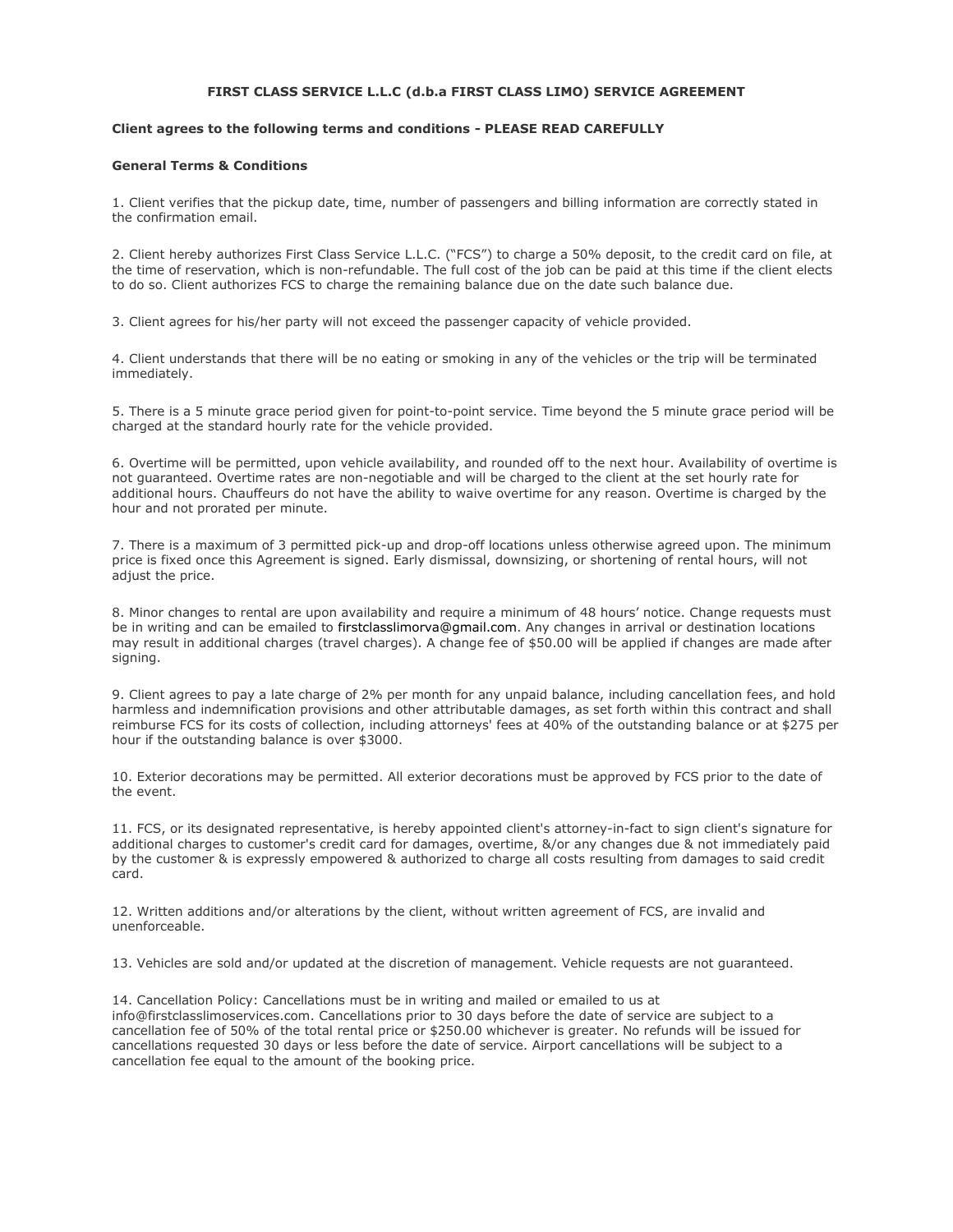**FIRST CLASS SERVICE L.L.C (d.b.a FIRST CLASS LIMO) SERVICE AGREEMENT**

**Client agrees to the following terms and conditions - PLEASE READ CAREFULLY**

**General Terms & Conditions**

1. Client verifies that the pickup date, time, number of passengers and billing information are correctly stated in the confirmation email.

2. Client hereby authorizes First Class Service L.L.C. ("FCS") to charge a 50% deposit, to the credit card on file, at the time of reservation, which is non-refundable. The full cost of the job can be paid at this time if the client elects to do so. Client authorizes FCS to charge the remaining balance due on the date such balance due.

3. Client agrees for his/her party will not exceed the passenger capacity of vehicle provided.

4. Client understands that there will be no eating or smoking in any of the vehicles or the trip will be terminated immediately.

5. There is a 5 minute grace period given for point-to-point service. Time beyond the 5 minute grace period will be charged at the standard hourly rate for the vehicle provided.

6. Overtime will be permitted, upon vehicle availability, and rounded off to the next hour. Availability of overtime is not guaranteed. Overtime rates are non-negotiable and will be charged to the client at the set hourly rate for additional hours. Chauffeurs do not have the ability to waive overtime for any reason. Overtime is charged by the hour and not prorated per minute.

7. There is a maximum of 3 permitted pick-up and drop-off locations unless otherwise agreed upon. The minimum price is fixed once this Agreement is signed. Early dismissal, downsizing, or shortening of rental hours, will not adjust the price.

8. Minor changes to rental are upon availability and require a minimum of 48 hours' notice. Change requests must be in writing and can be emailed to firstclasslimorva@gmail.com. Any changes in arrival or destination locations may result in additional charges (travel charges). A change fee of $50.00 will be applied if changes are made after signing.

9. Client agrees to pay a late charge of 2% per month for any unpaid balance, including cancellation fees, and hold harmless and indemnification provisions and other attributable damages, as set forth within this contract and shall reimburse FCS for its costs of collection, including attorneys' fees at 40% of the outstanding balance or at $275 per hour if the outstanding balance is over $3000.

10. Exterior decorations may be permitted. All exterior decorations must be approved by FCS prior to the date of the event.

11. FCS, or its designated representative, is hereby appointed client's attorney-in-fact to sign client's signature for additional charges to customer's credit card for damages, overtime, &/or any changes due & not immediately paid by the customer & is expressly empowered & authorized to charge all costs resulting from damages to said credit card.

12. Written additions and/or alterations by the client, without written agreement of FCS, are invalid and unenforceable.

13. Vehicles are sold and/or updated at the discretion of management. Vehicle requests are not guaranteed.

14. Cancellation Policy: Cancellations must be in writing and mailed or emailed to us at info@firstclasslimoservices.com. Cancellations prior to 30 days before the date of service are subject to a cancellation fee of 50% of the total rental price or $250.00 whichever is greater. No refunds will be issued for cancellations requested 30 days or less before the date of service. Airport cancellations will be subject to a cancellation fee equal to the amount of the booking price.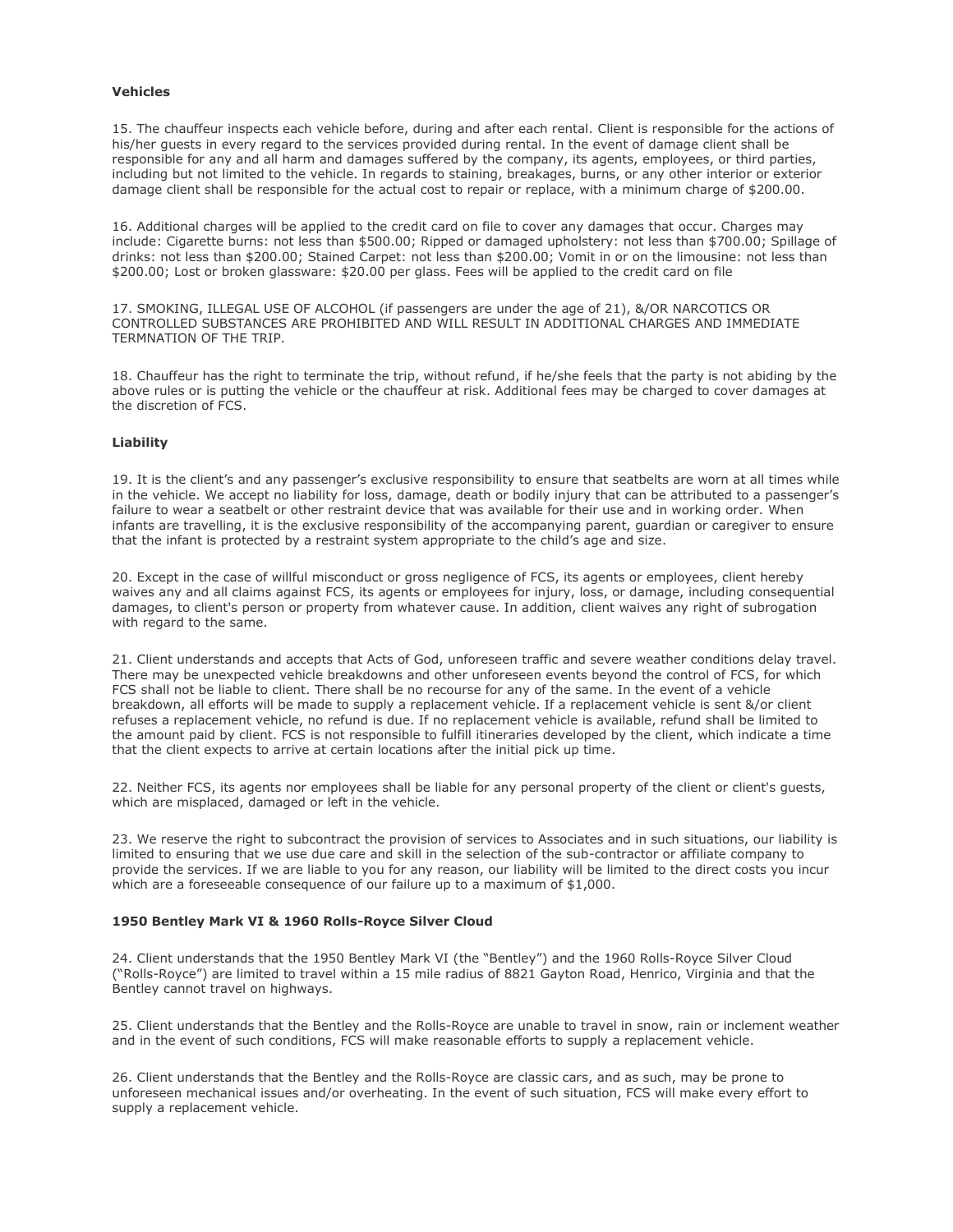**Vehicles**

15. The chauffeur inspects each vehicle before, during and after each rental. Client is responsible for the actions of his/her guests in every regard to the services provided during rental. In the event of damage client shall be responsible for any and all harm and damages suffered by the company, its agents, employees, or third parties, including but not limited to the vehicle. In regards to staining, breakages, burns, or any other interior or exterior damage client shall be responsible for the actual cost to repair or replace, with a minimum charge of $200.00.

16. Additional charges will be applied to the credit card on file to cover any damages that occur. Charges may include: Cigarette burns: not less than $500.00; Ripped or damaged upholstery: not less than $700.00; Spillage of drinks: not less than $200.00; Stained Carpet: not less than $200.00; Vomit in or on the limousine: not less than $200.00; Lost or broken glassware: $20.00 per glass. Fees will be applied to the credit card on file

17. SMOKING, ILLEGAL USE OF ALCOHOL (if passengers are under the age of 21), &/OR NARCOTICS OR CONTROLLED SUBSTANCES ARE PROHIBITED AND WILL RESULT IN ADDITIONAL CHARGES AND IMMEDIATE TERMNATION OF THE TRIP.

18. Chauffeur has the right to terminate the trip, without refund, if he/she feels that the party is not abiding by the above rules or is putting the vehicle or the chauffeur at risk. Additional fees may be charged to cover damages at the discretion of FCS.

**Liability**

19. It is the client's and any passenger's exclusive responsibility to ensure that seatbelts are worn at all times while in the vehicle. We accept no liability for loss, damage, death or bodily injury that can be attributed to a passenger's failure to wear a seatbelt or other restraint device that was available for their use and in working order. When infants are travelling, it is the exclusive responsibility of the accompanying parent, guardian or caregiver to ensure that the infant is protected by a restraint system appropriate to the child's age and size.

20. Except in the case of willful misconduct or gross negligence of FCS, its agents or employees, client hereby waives any and all claims against FCS, its agents or employees for injury, loss, or damage, including consequential damages, to client's person or property from whatever cause. In addition, client waives any right of subrogation with regard to the same.

21. Client understands and accepts that Acts of God, unforeseen traffic and severe weather conditions delay travel. There may be unexpected vehicle breakdowns and other unforeseen events beyond the control of FCS, for which FCS shall not be liable to client. There shall be no recourse for any of the same. In the event of a vehicle breakdown, all efforts will be made to supply a replacement vehicle. If a replacement vehicle is sent &/or client refuses a replacement vehicle, no refund is due. If no replacement vehicle is available, refund shall be limited to the amount paid by client. FCS is not responsible to fulfill itineraries developed by the client, which indicate a time that the client expects to arrive at certain locations after the initial pick up time.

22. Neither FCS, its agents nor employees shall be liable for any personal property of the client or client's guests, which are misplaced, damaged or left in the vehicle.

23. We reserve the right to subcontract the provision of services to Associates and in such situations, our liability is limited to ensuring that we use due care and skill in the selection of the sub-contractor or affiliate company to provide the services. If we are liable to you for any reason, our liability will be limited to the direct costs you incur which are a foreseeable consequence of our failure up to a maximum of $1,000.

**1950 Bentley Mark VI & 1960 Rolls-Royce Silver Cloud**

24. Client understands that the 1950 Bentley Mark VI (the "Bentley") and the 1960 Rolls-Royce Silver Cloud ("Rolls-Royce") are limited to travel within a 15 mile radius of 8821 Gayton Road, Henrico, Virginia and that the Bentley cannot travel on highways.

25. Client understands that the Bentley and the Rolls-Royce are unable to travel in snow, rain or inclement weather and in the event of such conditions, FCS will make reasonable efforts to supply a replacement vehicle.

26. Client understands that the Bentley and the Rolls-Royce are classic cars, and as such, may be prone to unforeseen mechanical issues and/or overheating. In the event of such situation, FCS will make every effort to supply a replacement vehicle.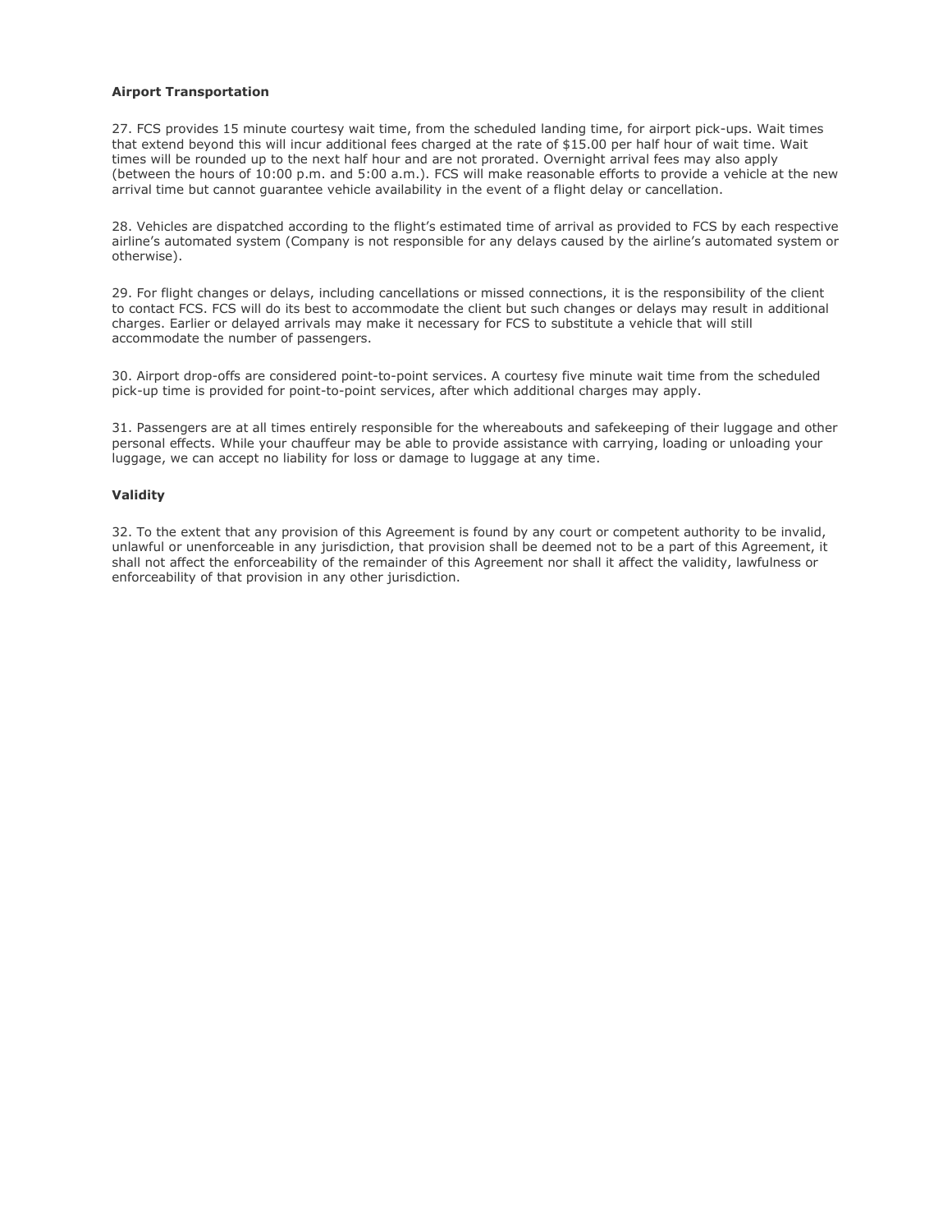**Airport Transportation**

27. FCS provides 15 minute courtesy wait time, from the scheduled landing time, for airport pick-ups. Wait times that extend beyond this will incur additional fees charged at the rate of $15.00 per half hour of wait time. Wait times will be rounded up to the next half hour and are not prorated. Overnight arrival fees may also apply (between the hours of 10:00 p.m. and 5:00 a.m.). FCS will make reasonable efforts to provide a vehicle at the new arrival time but cannot guarantee vehicle availability in the event of a flight delay or cancellation.

28. Vehicles are dispatched according to the flight's estimated time of arrival as provided to FCS by each respective airline's automated system (Company is not responsible for any delays caused by the airline's automated system or otherwise).

29. For flight changes or delays, including cancellations or missed connections, it is the responsibility of the client to contact FCS. FCS will do its best to accommodate the client but such changes or delays may result in additional charges. Earlier or delayed arrivals may make it necessary for FCS to substitute a vehicle that will still accommodate the number of passengers.

30. Airport drop-offs are considered point-to-point services. A courtesy five minute wait time from the scheduled pick-up time is provided for point-to-point services, after which additional charges may apply.

31. Passengers are at all times entirely responsible for the whereabouts and safekeeping of their luggage and other personal effects. While your chauffeur may be able to provide assistance with carrying, loading or unloading your luggage, we can accept no liability for loss or damage to luggage at any time.

**Validity**

32. To the extent that any provision of this Agreement is found by any court or competent authority to be invalid, unlawful or unenforceable in any jurisdiction, that provision shall be deemed not to be a part of this Agreement, it shall not affect the enforceability of the remainder of this Agreement nor shall it affect the validity, lawfulness or enforceability of that provision in any other jurisdiction.